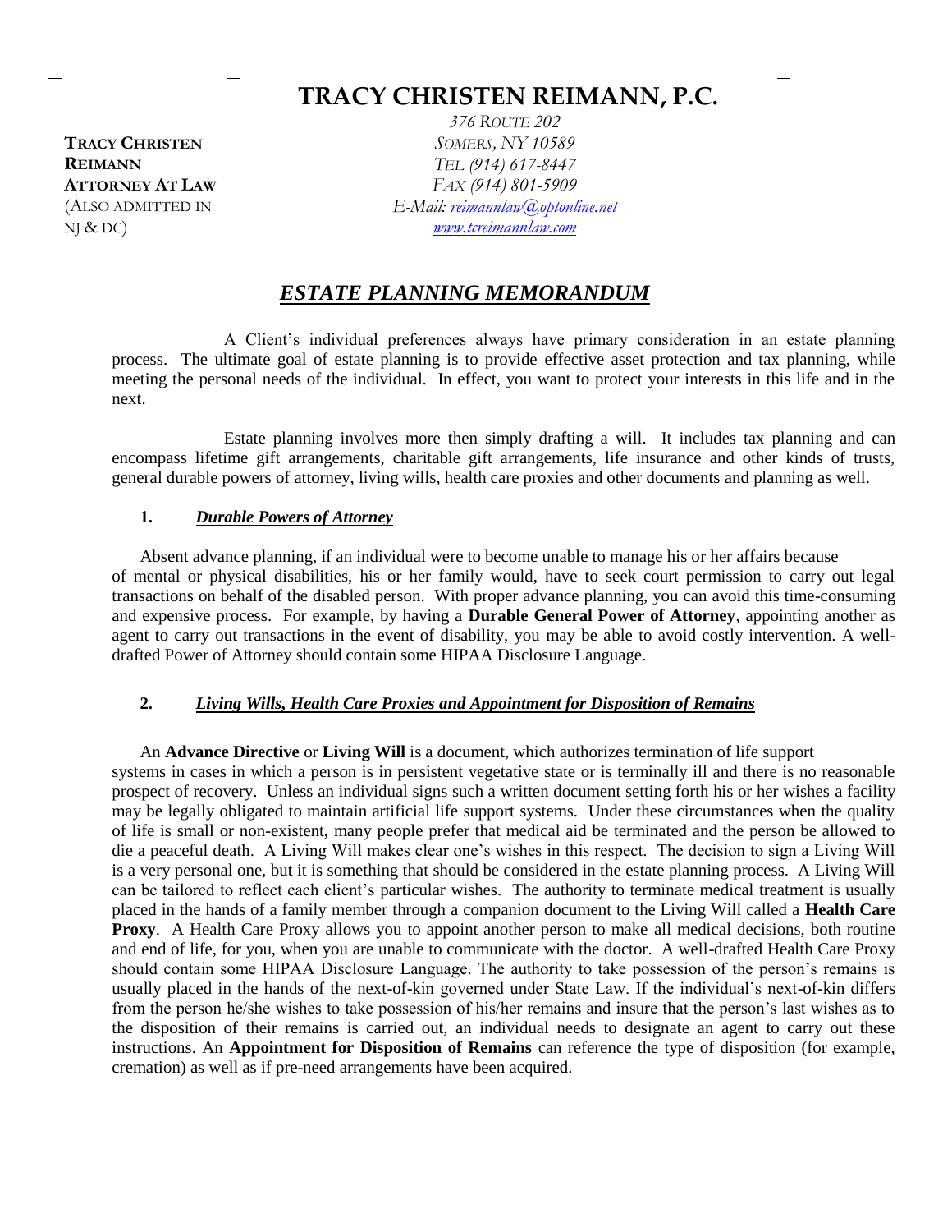# TRACY CHRISTEN REIMANN, P.C.

**TRACY CHRISTEN REIMANN**
**ATTORNEY AT LAW**
(ALSO ADMITTED IN NJ & DC)

*376 ROUTE 202*
*SOMERS, NY 10589*
*TEL (914) 617-8447*
*FAX (914) 801-5909*
*E-Mail: reimannlaw@optonline.net*
*www.tcreimannlaw.com*

## ***ESTATE PLANNING MEMORANDUM***

A Client's individual preferences always have primary consideration in an estate planning process. The ultimate goal of estate planning is to provide effective asset protection and tax planning, while meeting the personal needs of the individual. In effect, you want to protect your interests in this life and in the next.

Estate planning involves more then simply drafting a will. It includes tax planning and can encompass lifetime gift arrangements, charitable gift arrangements, life insurance and other kinds of trusts, general durable powers of attorney, living wills, health care proxies and other documents and planning as well.

### 1. ***Durable Powers of Attorney***

Absent advance planning, if an individual were to become unable to manage his or her affairs because of mental or physical disabilities, his or her family would, have to seek court permission to carry out legal transactions on behalf of the disabled person. With proper advance planning, you can avoid this time-consuming and expensive process. For example, by having a **Durable General Power of Attorney**, appointing another as agent to carry out transactions in the event of disability, you may be able to avoid costly intervention. A well-drafted Power of Attorney should contain some HIPAA Disclosure Language.

### 2. ***Living Wills, Health Care Proxies and Appointment for Disposition of Remains***

An **Advance Directive** or **Living Will** is a document, which authorizes termination of life support systems in cases in which a person is in persistent vegetative state or is terminally ill and there is no reasonable prospect of recovery. Unless an individual signs such a written document setting forth his or her wishes a facility may be legally obligated to maintain artificial life support systems. Under these circumstances when the quality of life is small or non-existent, many people prefer that medical aid be terminated and the person be allowed to die a peaceful death. A Living Will makes clear one's wishes in this respect. The decision to sign a Living Will is a very personal one, but it is something that should be considered in the estate planning process. A Living Will can be tailored to reflect each client's particular wishes. The authority to terminate medical treatment is usually placed in the hands of a family member through a companion document to the Living Will called a **Health Care Proxy**. A Health Care Proxy allows you to appoint another person to make all medical decisions, both routine and end of life, for you, when you are unable to communicate with the doctor. A well-drafted Health Care Proxy should contain some HIPAA Disclosure Language. The authority to take possession of the person's remains is usually placed in the hands of the next-of-kin governed under State Law. If the individual's next-of-kin differs from the person he/she wishes to take possession of his/her remains and insure that the person's last wishes as to the disposition of their remains is carried out, an individual needs to designate an agent to carry out these instructions. An **Appointment for Disposition of Remains** can reference the type of disposition (for example, cremation) as well as if pre-need arrangements have been acquired.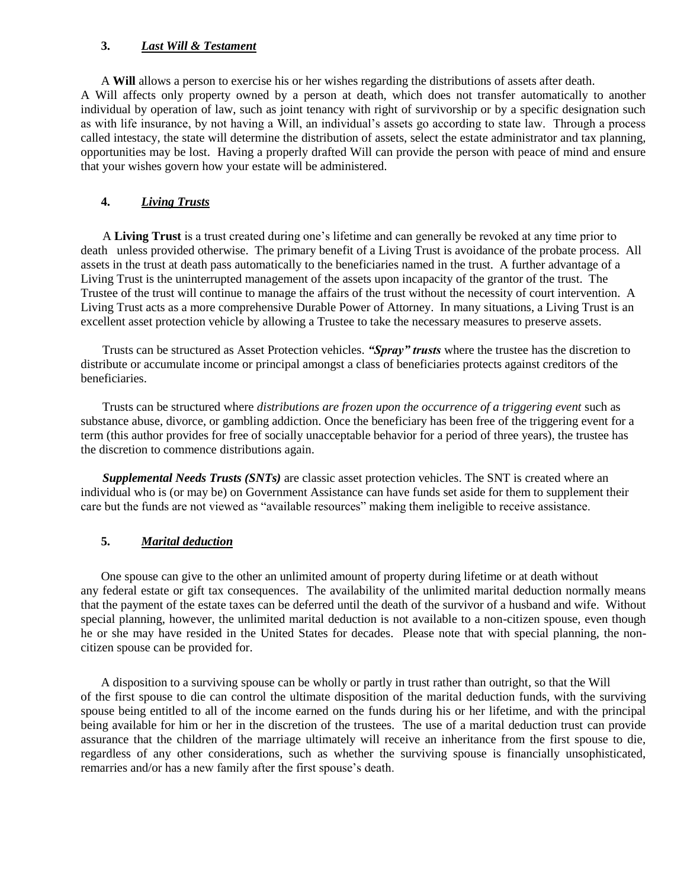### 3. ***Last Will & Testament***

A **Will** allows a person to exercise his or her wishes regarding the distributions of assets after death. A Will affects only property owned by a person at death, which does not transfer automatically to another individual by operation of law, such as joint tenancy with right of survivorship or by a specific designation such as with life insurance, by not having a Will, an individual's assets go according to state law. Through a process called intestacy, the state will determine the distribution of assets, select the estate administrator and tax planning, opportunities may be lost. Having a properly drafted Will can provide the person with peace of mind and ensure that your wishes govern how your estate will be administered.

### 4. ***Living Trusts***

A **Living Trust** is a trust created during one's lifetime and can generally be revoked at any time prior to death unless provided otherwise. The primary benefit of a Living Trust is avoidance of the probate process. All assets in the trust at death pass automatically to the beneficiaries named in the trust. A further advantage of a Living Trust is the uninterrupted management of the assets upon incapacity of the grantor of the trust. The Trustee of the trust will continue to manage the affairs of the trust without the necessity of court intervention. A Living Trust acts as a more comprehensive Durable Power of Attorney. In many situations, a Living Trust is an excellent asset protection vehicle by allowing a Trustee to take the necessary measures to preserve assets.

Trusts can be structured as Asset Protection vehicles. ***"Spray" trusts*** where the trustee has the discretion to distribute or accumulate income or principal amongst a class of beneficiaries protects against creditors of the beneficiaries.

Trusts can be structured where *distributions are frozen upon the occurrence of a triggering event* such as substance abuse, divorce, or gambling addiction. Once the beneficiary has been free of the triggering event for a term (this author provides for free of socially unacceptable behavior for a period of three years), the trustee has the discretion to commence distributions again.

***Supplemental Needs Trusts (SNTs)*** are classic asset protection vehicles. The SNT is created where an individual who is (or may be) on Government Assistance can have funds set aside for them to supplement their care but the funds are not viewed as "available resources" making them ineligible to receive assistance.

### 5. ***Marital deduction***

One spouse can give to the other an unlimited amount of property during lifetime or at death without any federal estate or gift tax consequences. The availability of the unlimited marital deduction normally means that the payment of the estate taxes can be deferred until the death of the survivor of a husband and wife. Without special planning, however, the unlimited marital deduction is not available to a non-citizen spouse, even though he or she may have resided in the United States for decades. Please note that with special planning, the non-citizen spouse can be provided for.

A disposition to a surviving spouse can be wholly or partly in trust rather than outright, so that the Will of the first spouse to die can control the ultimate disposition of the marital deduction funds, with the surviving spouse being entitled to all of the income earned on the funds during his or her lifetime, and with the principal being available for him or her in the discretion of the trustees. The use of a marital deduction trust can provide assurance that the children of the marriage ultimately will receive an inheritance from the first spouse to die, regardless of any other considerations, such as whether the surviving spouse is financially unsophisticated, remarries and/or has a new family after the first spouse's death.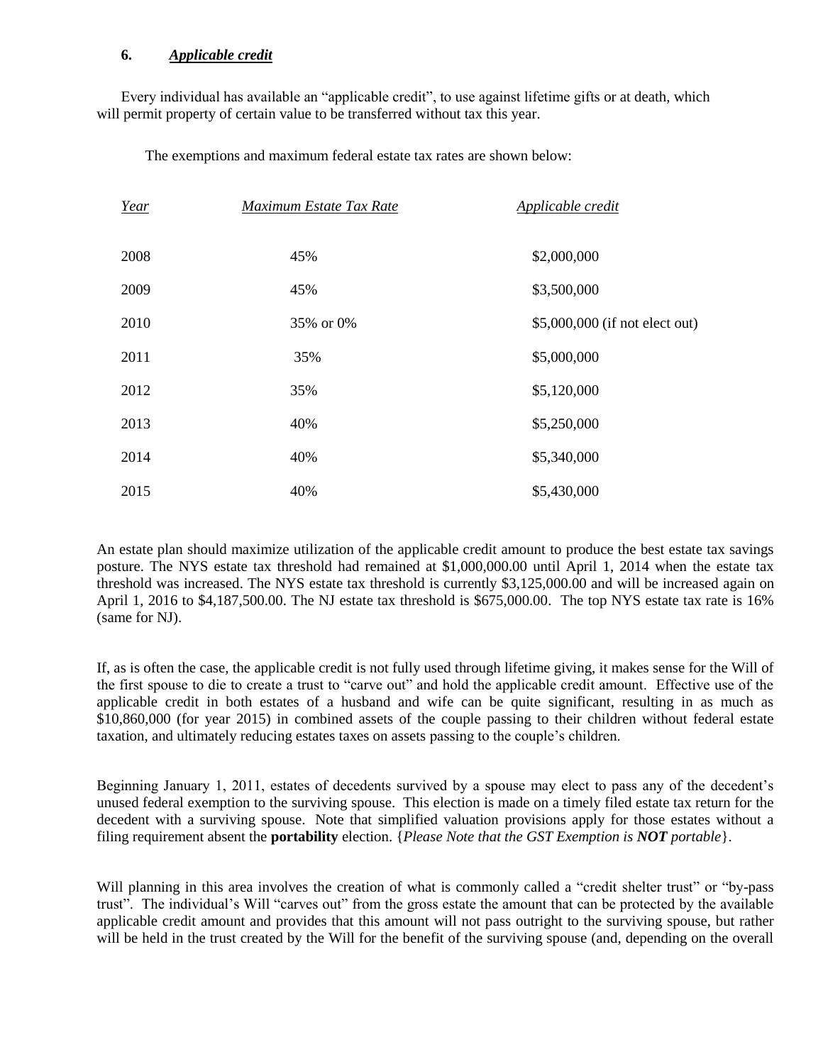### 6. ***Applicable credit***

Every individual has available an "applicable credit", to use against lifetime gifts or at death, which will permit property of certain value to be transferred without tax this year.

The exemptions and maximum federal estate tax rates are shown below:

| *Year* | *Maximum Estate Tax Rate* | *Applicable credit* |
|---|---|---|
| 2008 | 45% | $2,000,000 |
| 2009 | 45% | $3,500,000 |
| 2010 | 35% or 0% | $5,000,000 (if not elect out) |
| 2011 | 35% | $5,000,000 |
| 2012 | 35% | $5,120,000 |
| 2013 | 40% | $5,250,000 |
| 2014 | 40% | $5,340,000 |
| 2015 | 40% | $5,430,000 |

An estate plan should maximize utilization of the applicable credit amount to produce the best estate tax savings posture. The NYS estate tax threshold had remained at $1,000,000.00 until April 1, 2014 when the estate tax threshold was increased. The NYS estate tax threshold is currently $3,125,000.00 and will be increased again on April 1, 2016 to $4,187,500.00. The NJ estate tax threshold is $675,000.00. The top NYS estate tax rate is 16% (same for NJ).

If, as is often the case, the applicable credit is not fully used through lifetime giving, it makes sense for the Will of the first spouse to die to create a trust to "carve out" and hold the applicable credit amount. Effective use of the applicable credit in both estates of a husband and wife can be quite significant, resulting in as much as $10,860,000 (for year 2015) in combined assets of the couple passing to their children without federal estate taxation, and ultimately reducing estates taxes on assets passing to the couple's children.

Beginning January 1, 2011, estates of decedents survived by a spouse may elect to pass any of the decedent's unused federal exemption to the surviving spouse. This election is made on a timely filed estate tax return for the decedent with a surviving spouse. Note that simplified valuation provisions apply for those estates without a filing requirement absent the **portability** election. {*Please Note that the GST Exemption is **NOT** portable*}.

Will planning in this area involves the creation of what is commonly called a "credit shelter trust" or "by-pass trust". The individual's Will "carves out" from the gross estate the amount that can be protected by the available applicable credit amount and provides that this amount will not pass outright to the surviving spouse, but rather will be held in the trust created by the Will for the benefit of the surviving spouse (and, depending on the overall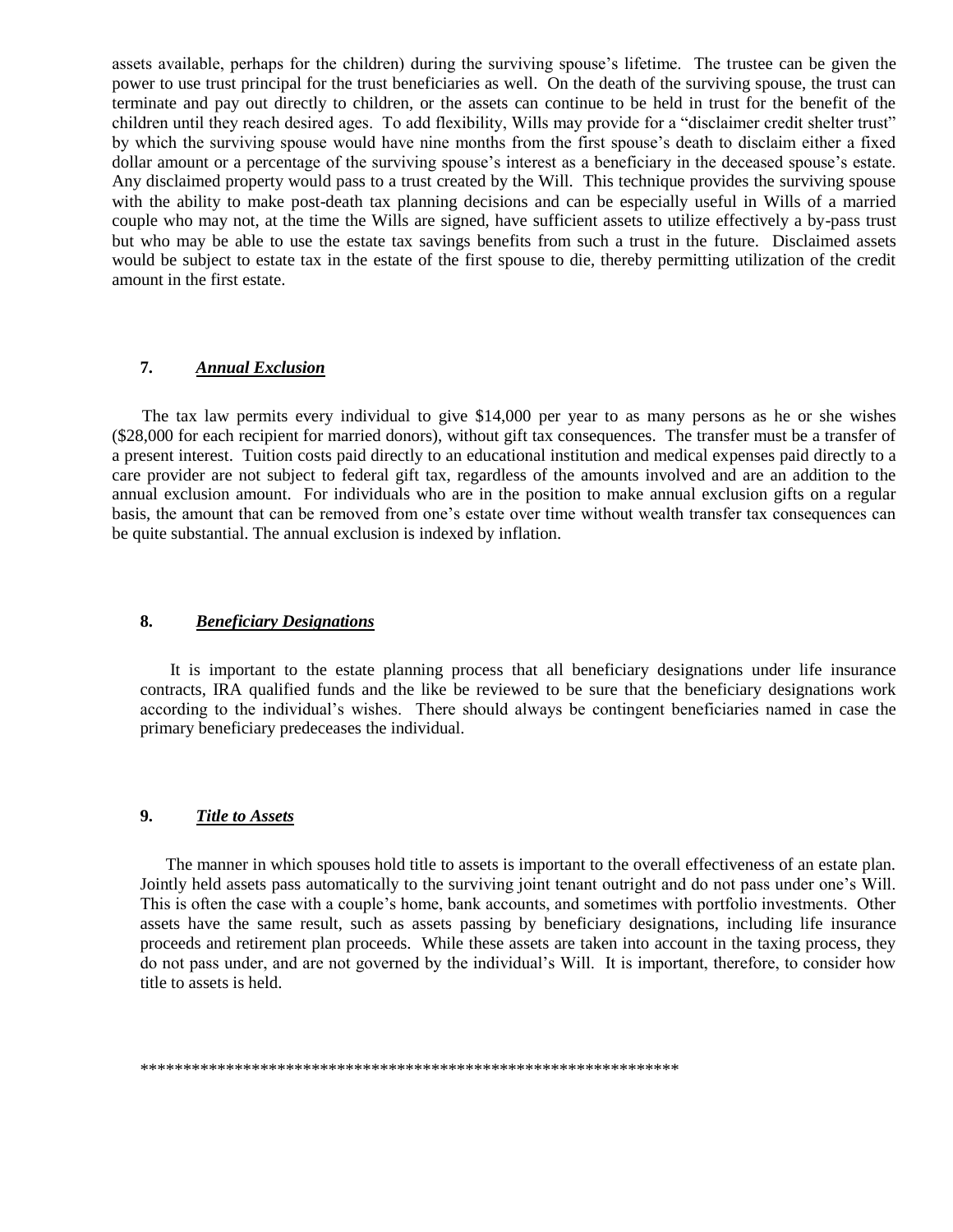assets available, perhaps for the children) during the surviving spouse's lifetime. The trustee can be given the power to use trust principal for the trust beneficiaries as well. On the death of the surviving spouse, the trust can terminate and pay out directly to children, or the assets can continue to be held in trust for the benefit of the children until they reach desired ages. To add flexibility, Wills may provide for a "disclaimer credit shelter trust" by which the surviving spouse would have nine months from the first spouse's death to disclaim either a fixed dollar amount or a percentage of the surviving spouse's interest as a beneficiary in the deceased spouse's estate. Any disclaimed property would pass to a trust created by the Will. This technique provides the surviving spouse with the ability to make post-death tax planning decisions and can be especially useful in Wills of a married couple who may not, at the time the Wills are signed, have sufficient assets to utilize effectively a by-pass trust but who may be able to use the estate tax savings benefits from such a trust in the future. Disclaimed assets would be subject to estate tax in the estate of the first spouse to die, thereby permitting utilization of the credit amount in the first estate.

### 7. ***Annual Exclusion***

The tax law permits every individual to give $14,000 per year to as many persons as he or she wishes ($28,000 for each recipient for married donors), without gift tax consequences. The transfer must be a transfer of a present interest. Tuition costs paid directly to an educational institution and medical expenses paid directly to a care provider are not subject to federal gift tax, regardless of the amounts involved and are an addition to the annual exclusion amount. For individuals who are in the position to make annual exclusion gifts on a regular basis, the amount that can be removed from one's estate over time without wealth transfer tax consequences can be quite substantial. The annual exclusion is indexed by inflation.

### 8. ***Beneficiary Designations***

It is important to the estate planning process that all beneficiary designations under life insurance contracts, IRA qualified funds and the like be reviewed to be sure that the beneficiary designations work according to the individual's wishes. There should always be contingent beneficiaries named in case the primary beneficiary predeceases the individual.

### 9. ***Title to Assets***

The manner in which spouses hold title to assets is important to the overall effectiveness of an estate plan. Jointly held assets pass automatically to the surviving joint tenant outright and do not pass under one's Will. This is often the case with a couple's home, bank accounts, and sometimes with portfolio investments. Other assets have the same result, such as assets passing by beneficiary designations, including life insurance proceeds and retirement plan proceeds. While these assets are taken into account in the taxing process, they do not pass under, and are not governed by the individual's Will. It is important, therefore, to consider how title to assets is held.

*****************************************************************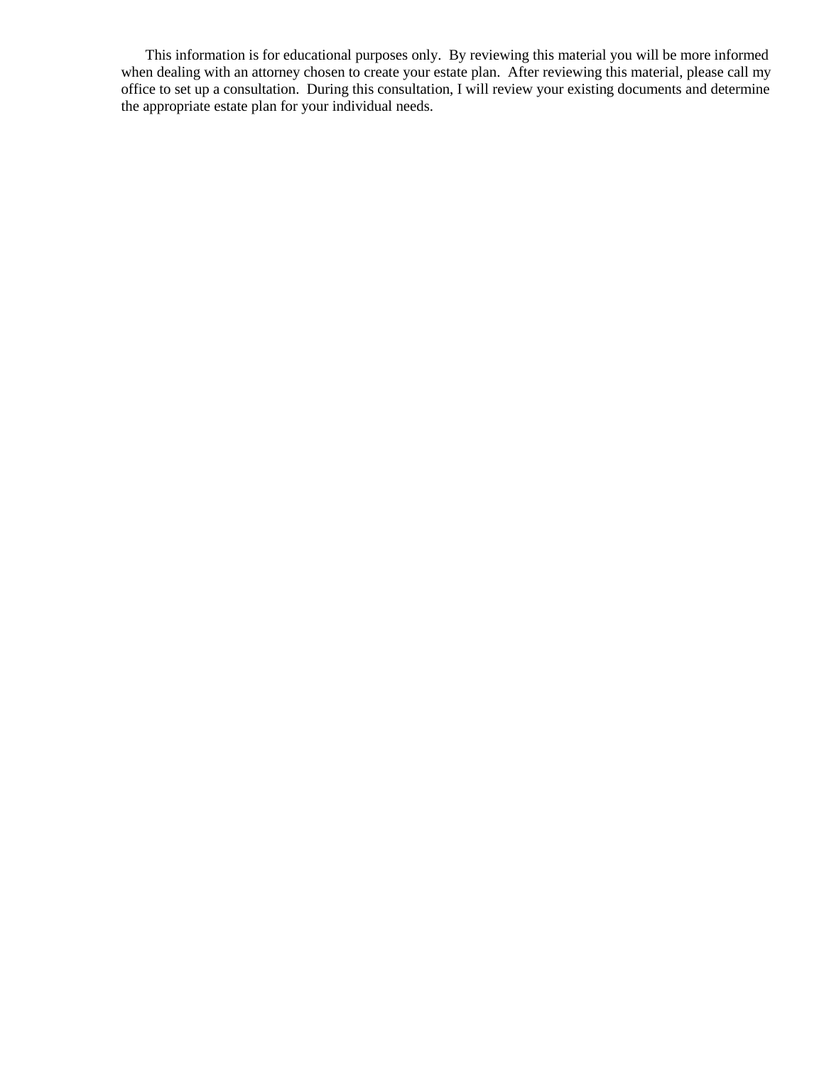This information is for educational purposes only. By reviewing this material you will be more informed when dealing with an attorney chosen to create your estate plan. After reviewing this material, please call my office to set up a consultation. During this consultation, I will review your existing documents and determine the appropriate estate plan for your individual needs.